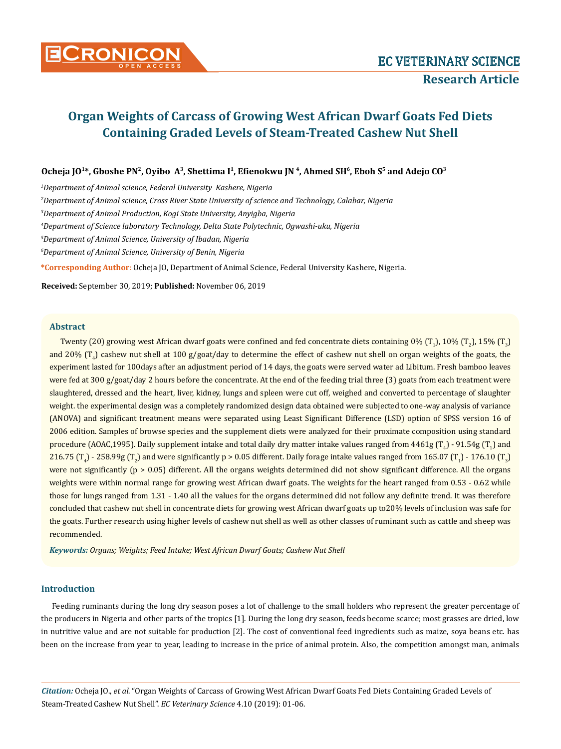# Organ Weights of Carcass of Growing West African Dwarf Goats Fed Diets Containing Graded Levels of Steam-Treated Cashew Nut Shell

**Ocheja JO[1]*, Gboshe PN[2], Oyibo A[3], Shettima I[1], Efienokwu JN [4], Ahmed SH[6], Eboh S[5] and Adejo CO[3]**

[1]*Department of Animal science, Federal University Kashere, Nigeria*

[2]*Department of Animal science, Cross River State University of science and Technology, Calabar, Nigeria*

[3]*Department of Animal Production, Kogi State University, Anyigba, Nigeria*

[4]*Department of Science laboratory Technology, Delta State Polytechnic, Ogwashi-uku, Nigeria*

[5]*Department of Animal Science, University of Ibadan, Nigeria*

[6]*Department of Animal Science, University of Benin, Nigeria*

***Corresponding Author**: Ocheja JO, Department of Animal Science, Federal University Kashere, Nigeria.

**Received:** September 30, 2019; **Published:** November 06, 2019

## Abstract

Twenty (20) growing west African dwarf goats were confined and fed concentrate diets containing 0% ($T_1$), 10% ($T_2$), 15% ($T_3$) and 20% ($T_4$) cashew nut shell at 100 g/goat/day to determine the effect of cashew nut shell on organ weights of the goats, the experiment lasted for 100days after an adjustment period of 14 days, the goats were served water ad Libitum. Fresh bamboo leaves were fed at 300 g/goat/day 2 hours before the concentrate. At the end of the feeding trial three (3) goats from each treatment were slaughtered, dressed and the heart, liver, kidney, lungs and spleen were cut off, weighed and converted to percentage of slaughter weight. the experimental design was a completely randomized design data obtained were subjected to one-way analysis of variance (ANOVA) and significant treatment means were separated using Least Significant Difference (LSD) option of SPSS version 16 of 2006 edition. Samples of browse species and the supplement diets were analyzed for their proximate composition using standard procedure (AOAC,1995). Daily supplement intake and total daily dry matter intake values ranged from 4461g ($T_4$) - 91.54g ($T_1$) and 216.75 ($T_4$) - 258.99g ($T_2$) and were significantly p > 0.05 different. Daily forage intake values ranged from 165.07 ($T_1$) - 176.10 ($T_3$) were not significantly (p > 0.05) different. All the organs weights determined did not show significant difference. All the organs weights were within normal range for growing west African dwarf goats. The weights for the heart ranged from 0.53 - 0.62 while those for lungs ranged from 1.31 - 1.40 all the values for the organs determined did not follow any definite trend. It was therefore concluded that cashew nut shell in concentrate diets for growing west African dwarf goats up to20% levels of inclusion was safe for the goats. Further research using higher levels of cashew nut shell as well as other classes of ruminant such as cattle and sheep was recommended.

***Keywords:*** *Organs; Weights; Feed Intake; West African Dwarf Goats; Cashew Nut Shell*

## Introduction

Feeding ruminants during the long dry season poses a lot of challenge to the small holders who represent the greater percentage of the producers in Nigeria and other parts of the tropics [1]. During the long dry season, feeds become scarce; most grasses are dried, low in nutritive value and are not suitable for production [2]. The cost of conventional feed ingredients such as maize, soya beans etc. has been on the increase from year to year, leading to increase in the price of animal protein. Also, the competition amongst man, animals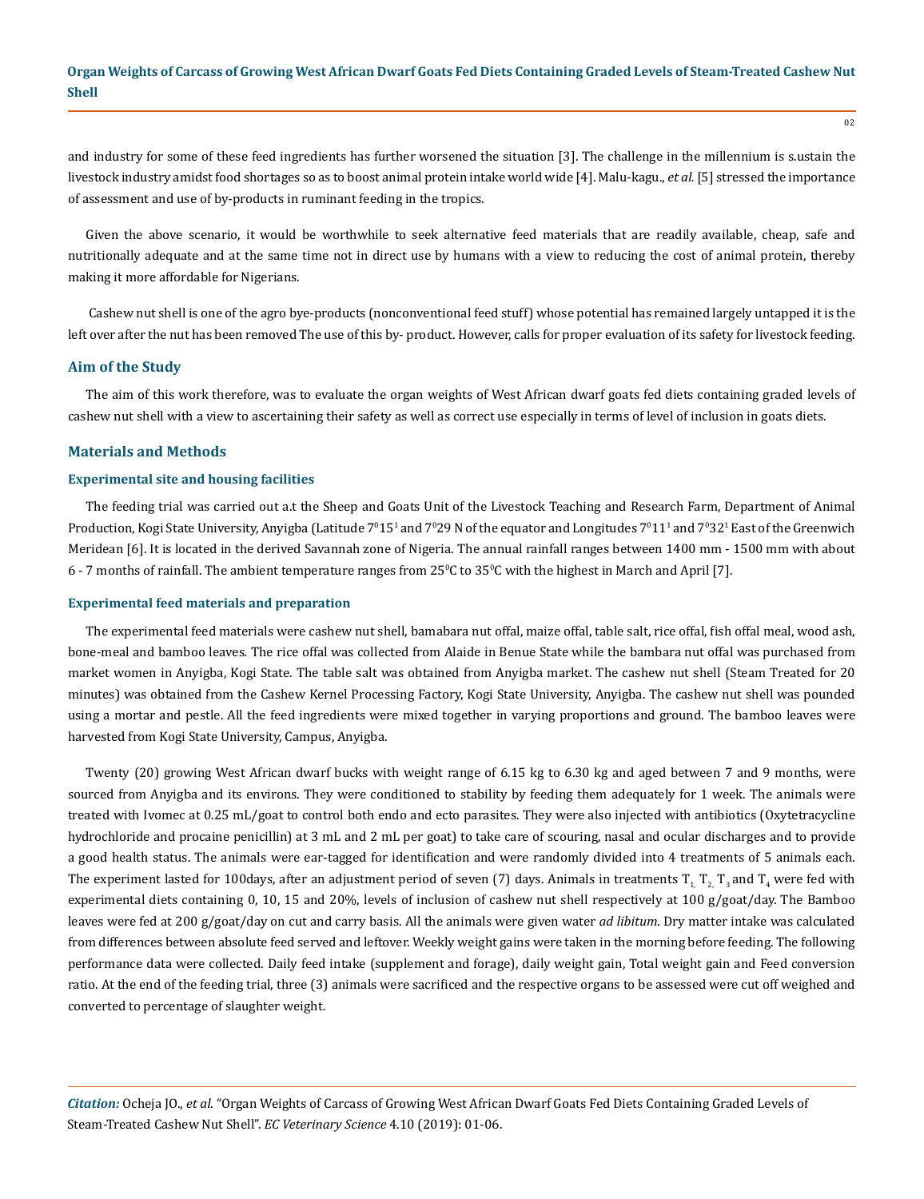and industry for some of these feed ingredients has further worsened the situation [3]. The challenge in the millennium is s.ustain the livestock industry amidst food shortages so as to boost animal protein intake world wide [4]. Malu-kagu., *et al.* [5] stressed the importance of assessment and use of by-products in ruminant feeding in the tropics.

Given the above scenario, it would be worthwhile to seek alternative feed materials that are readily available, cheap, safe and nutritionally adequate and at the same time not in direct use by humans with a view to reducing the cost of animal protein, thereby making it more affordable for Nigerians.

Cashew nut shell is one of the agro bye-products (nonconventional feed stuff) whose potential has remained largely untapped it is the left over after the nut has been removed The use of this by- product. However, calls for proper evaluation of its safety for livestock feeding.

## Aim of the Study

The aim of this work therefore, was to evaluate the organ weights of West African dwarf goats fed diets containing graded levels of cashew nut shell with a view to ascertaining their safety as well as correct use especially in terms of level of inclusion in goats diets.

## Materials and Methods

### Experimental site and housing facilities

The feeding trial was carried out a.t the Sheep and Goats Unit of the Livestock Teaching and Research Farm, Department of Animal Production, Kogi State University, Anyigba (Latitude $7^0 15^1$ and $7^0 29$ N of the equator and Longitudes $7^0 11^1$ and $7^0 32^1$ East of the Greenwich Meridean [6]. It is located in the derived Savannah zone of Nigeria. The annual rainfall ranges between 1400 mm - 1500 mm with about 6 - 7 months of rainfall. The ambient temperature ranges from $25^0$C to $35^0$C with the highest in March and April [7].

### Experimental feed materials and preparation

The experimental feed materials were cashew nut shell, bamabara nut offal, maize offal, table salt, rice offal, fish offal meal, wood ash, bone-meal and bamboo leaves. The rice offal was collected from Alaide in Benue State while the bambara nut offal was purchased from market women in Anyigba, Kogi State. The table salt was obtained from Anyigba market. The cashew nut shell (Steam Treated for 20 minutes) was obtained from the Cashew Kernel Processing Factory, Kogi State University, Anyigba. The cashew nut shell was pounded using a mortar and pestle. All the feed ingredients were mixed together in varying proportions and ground. The bamboo leaves were harvested from Kogi State University, Campus, Anyigba.

Twenty (20) growing West African dwarf bucks with weight range of 6.15 kg to 6.30 kg and aged between 7 and 9 months, were sourced from Anyigba and its environs. They were conditioned to stability by feeding them adequately for 1 week. The animals were treated with Ivomec at 0.25 mL/goat to control both endo and ecto parasites. They were also injected with antibiotics (Oxytetracycline hydrochloride and procaine penicillin) at 3 mL and 2 mL per goat) to take care of scouring, nasal and ocular discharges and to provide a good health status. The animals were ear-tagged for identification and were randomly divided into 4 treatments of 5 animals each. The experiment lasted for 100days, after an adjustment period of seven (7) days. Animals in treatments $T_1$, $T_2$, $T_3$ and $T_4$ were fed with experimental diets containing 0, 10, 15 and 20%, levels of inclusion of cashew nut shell respectively at 100 g/goat/day. The Bamboo leaves were fed at 200 g/goat/day on cut and carry basis. All the animals were given water *ad libitum.* Dry matter intake was calculated from differences between absolute feed served and leftover. Weekly weight gains were taken in the morning before feeding. The following performance data were collected. Daily feed intake (supplement and forage), daily weight gain, Total weight gain and Feed conversion ratio. At the end of the feeding trial, three (3) animals were sacrificed and the respective organs to be assessed were cut off weighed and converted to percentage of slaughter weight.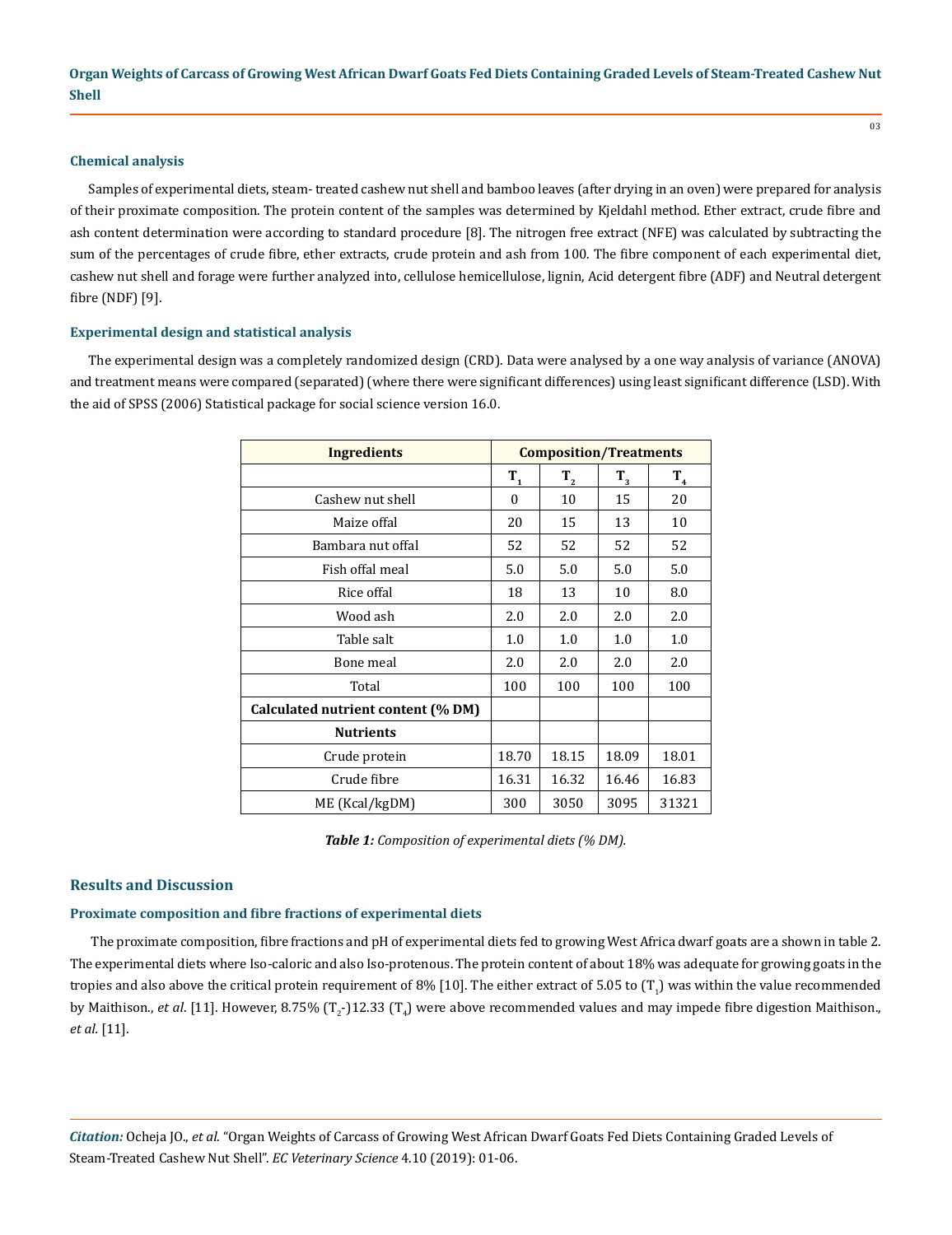### Chemical analysis

Samples of experimental diets, steam- treated cashew nut shell and bamboo leaves (after drying in an oven) were prepared for analysis of their proximate composition. The protein content of the samples was determined by Kjeldahl method. Ether extract, crude fibre and ash content determination were according to standard procedure [8]. The nitrogen free extract (NFE) was calculated by subtracting the sum of the percentages of crude fibre, ether extracts, crude protein and ash from 100. The fibre component of each experimental diet, cashew nut shell and forage were further analyzed into, cellulose hemicellulose, lignin, Acid detergent fibre (ADF) and Neutral detergent fibre (NDF) [9].

### Experimental design and statistical analysis

The experimental design was a completely randomized design (CRD). Data were analysed by a one way analysis of variance (ANOVA) and treatment means were compared (separated) (where there were significant differences) using least significant difference (LSD). With the aid of SPSS (2006) Statistical package for social science version 16.0.

| Ingredients | Composition/Treatments | | | |
|---|---|---|---|---|
| | $T_1$ | $T_2$ | $T_3$ | $T_4$ |
| Cashew nut shell | 0 | 10 | 15 | 20 |
| Maize offal | 20 | 15 | 13 | 10 |
| Bambara nut offal | 52 | 52 | 52 | 52 |
| Fish offal meal | 5.0 | 5.0 | 5.0 | 5.0 |
| Rice offal | 18 | 13 | 10 | 8.0 |
| Wood ash | 2.0 | 2.0 | 2.0 | 2.0 |
| Table salt | 1.0 | 1.0 | 1.0 | 1.0 |
| Bone meal | 2.0 | 2.0 | 2.0 | 2.0 |
| Total | 100 | 100 | 100 | 100 |
| **Calculated nutrient content (% DM)** | | | | |
| **Nutrients** | | | | |
| Crude protein | 18.70 | 18.15 | 18.09 | 18.01 |
| Crude fibre | 16.31 | 16.32 | 16.46 | 16.83 |
| ME (Kcal/kgDM) | 300 | 3050 | 3095 | 31321 |

***Table 1:*** *Composition of experimental diets (% DM).*

## Results and Discussion

### Proximate composition and fibre fractions of experimental diets

The proximate composition, fibre fractions and pH of experimental diets fed to growing West Africa dwarf goats are a shown in table 2. The experimental diets where Iso-caloric and also Iso-protenous. The protein content of about 18% was adequate for growing goats in the tropies and also above the critical protein requirement of 8% [10]. The either extract of 5.05 to ($T_1$) was within the value recommended by Maithison., *et al*. [11]. However, 8.75% ($T_2$-)12.33 ($T_4$) were above recommended values and may impede fibre digestion Maithison., *et al*. [11].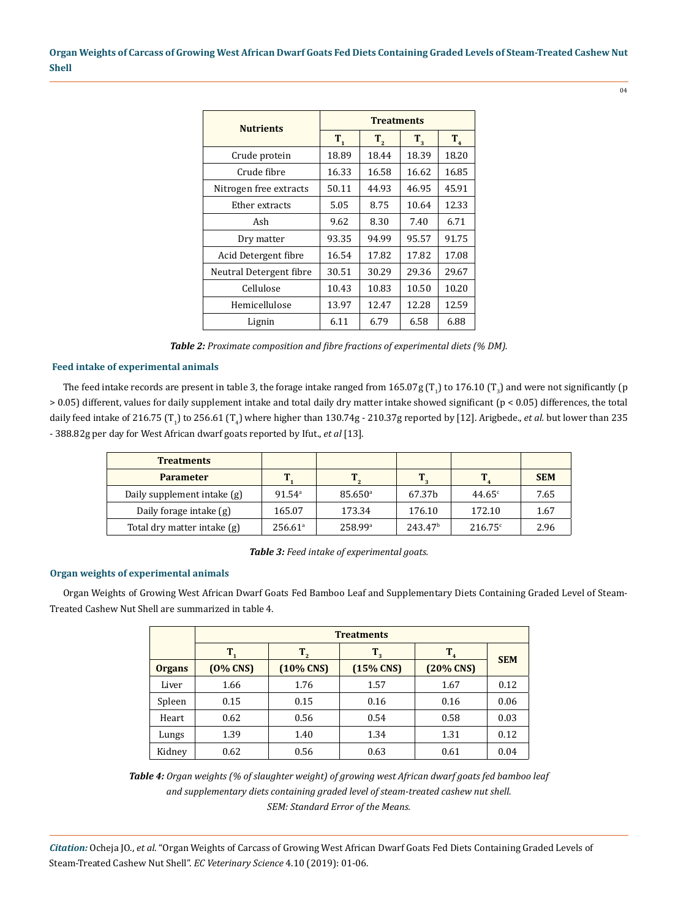| Nutrients | Treatments | | | |
|---|---|---|---|---|
| | $T_1$ | $T_2$ | $T_3$ | $T_4$ |
| Crude protein | 18.89 | 18.44 | 18.39 | 18.20 |
| Crude fibre | 16.33 | 16.58 | 16.62 | 16.85 |
| Nitrogen free extracts | 50.11 | 44.93 | 46.95 | 45.91 |
| Ether extracts | 5.05 | 8.75 | 10.64 | 12.33 |
| Ash | 9.62 | 8.30 | 7.40 | 6.71 |
| Dry matter | 93.35 | 94.99 | 95.57 | 91.75 |
| Acid Detergent fibre | 16.54 | 17.82 | 17.82 | 17.08 |
| Neutral Detergent fibre | 30.51 | 30.29 | 29.36 | 29.67 |
| Cellulose | 10.43 | 10.83 | 10.50 | 10.20 |
| Hemicellulose | 13.97 | 12.47 | 12.28 | 12.59 |
| Lignin | 6.11 | 6.79 | 6.58 | 6.88 |

***Table 2:*** *Proximate composition and fibre fractions of experimental diets (% DM).*

### Feed intake of experimental animals

The feed intake records are present in table 3, the forage intake ranged from 165.07g ($T_1$) to 176.10 ($T_3$) and were not significantly ($p > 0.05$) different, values for daily supplement intake and total daily dry matter intake showed significant ($p < 0.05$) differences, the total daily feed intake of 216.75 ($T_1$) to 256.61 ($T_4$) where higher than 130.74g - 210.37g reported by [12]. Arigbede., *et al.* but lower than 235 - 388.82g per day for West African dwarf goats reported by Ifut., *et al* [13].

| Treatments | | | | | |
|---|---|---|---|---|---|
| **Parameter** | $T_1$ | $T_2$ | $T_3$ | $T_4$ | **SEM** |
| Daily supplement intake (g) | $91.54^a$ | $85.650^a$ | 67.37b | $44.65^c$ | 7.65 |
| Daily forage intake (g) | 165.07 | 173.34 | 176.10 | 172.10 | 1.67 |
| Total dry matter intake (g) | $256.61^a$ | $258.99^a$ | $243.47^b$ | $216.75^c$ | 2.96 |

***Table 3:*** *Feed intake of experimental goats.*

### Organ weights of experimental animals

Organ Weights of Growing West African Dwarf Goats Fed Bamboo Leaf and Supplementary Diets Containing Graded Level of Steam-Treated Cashew Nut Shell are summarized in table 4.

| | Treatments | | | | |
|---|---|---|---|---|---|
| | $T_1$ | $T_2$ | $T_3$ | $T_4$ | SEM |
| **Organs** | **(O% CNS)** | **(10% CNS)** | **(15% CNS)** | **(20% CNS)** | |
| Liver | 1.66 | 1.76 | 1.57 | 1.67 | 0.12 |
| Spleen | 0.15 | 0.15 | 0.16 | 0.16 | 0.06 |
| Heart | 0.62 | 0.56 | 0.54 | 0.58 | 0.03 |
| Lungs | 1.39 | 1.40 | 1.34 | 1.31 | 0.12 |
| Kidney | 0.62 | 0.56 | 0.63 | 0.61 | 0.04 |

***Table 4:*** *Organ weights (% of slaughter weight) of growing west African dwarf goats fed bamboo leaf and supplementary diets containing graded level of steam-treated cashew nut shell.*
*SEM: Standard Error of the Means.*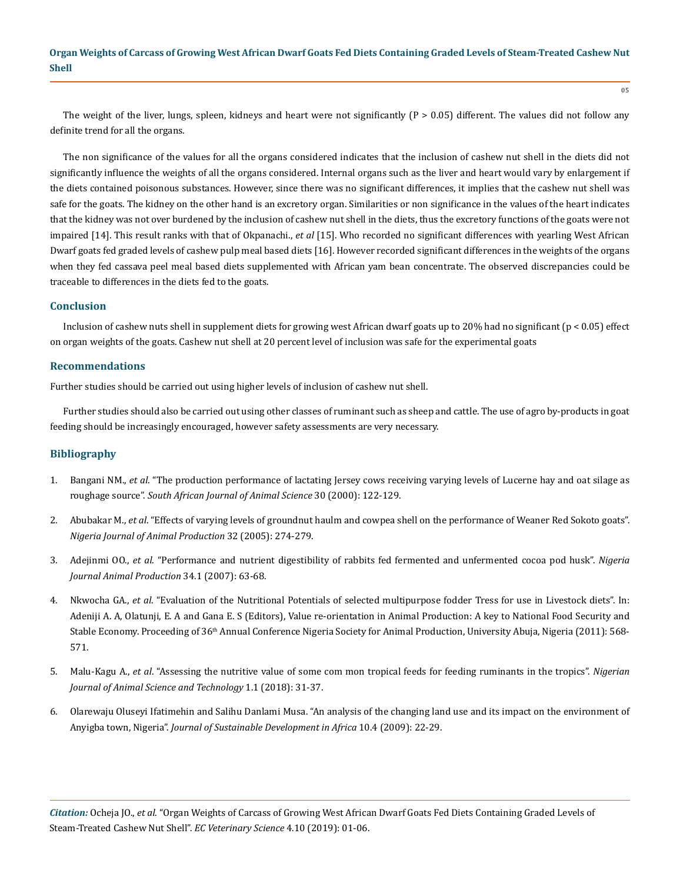The weight of the liver, lungs, spleen, kidneys and heart were not significantly ($P > 0.05$) different. The values did not follow any definite trend for all the organs.

The non significance of the values for all the organs considered indicates that the inclusion of cashew nut shell in the diets did not significantly influence the weights of all the organs considered. Internal organs such as the liver and heart would vary by enlargement if the diets contained poisonous substances. However, since there was no significant differences, it implies that the cashew nut shell was safe for the goats. The kidney on the other hand is an excretory organ. Similarities or non significance in the values of the heart indicates that the kidney was not over burdened by the inclusion of cashew nut shell in the diets, thus the excretory functions of the goats were not impaired [14]. This result ranks with that of Okpanachi., *et al* [15]. Who recorded no significant differences with yearling West African Dwarf goats fed graded levels of cashew pulp meal based diets [16]. However recorded significant differences in the weights of the organs when they fed cassava peel meal based diets supplemented with African yam bean concentrate. The observed discrepancies could be traceable to differences in the diets fed to the goats.

## Conclusion

Inclusion of cashew nuts shell in supplement diets for growing west African dwarf goats up to 20% had no significant ($p < 0.05$) effect on organ weights of the goats. Cashew nut shell at 20 percent level of inclusion was safe for the experimental goats

## Recommendations

Further studies should be carried out using higher levels of inclusion of cashew nut shell.

Further studies should also be carried out using other classes of ruminant such as sheep and cattle. The use of agro by-products in goat feeding should be increasingly encouraged, however safety assessments are very necessary.

## Bibliography

1. Bangani NM., *et al*. "The production performance of lactating Jersey cows receiving varying levels of Lucerne hay and oat silage as roughage source". *South African Journal of Animal Science* 30 (2000): 122-129.
2. Abubakar M., *et al*. "Effects of varying levels of groundnut haulm and cowpea shell on the performance of Weaner Red Sokoto goats". *Nigeria Journal of Animal Production* 32 (2005): 274-279.
3. Adejinmi OO., *et al*. "Performance and nutrient digestibility of rabbits fed fermented and unfermented cocoa pod husk". *Nigeria Journal Animal Production* 34.1 (2007): 63-68.
4. Nkwocha GA., *et al*. "Evaluation of the Nutritional Potentials of selected multipurpose fodder Tress for use in Livestock diets". In: Adeniji A. A, Olatunji, E. A and Gana E. S (Editors), Value re-orientation in Animal Production: A key to National Food Security and Stable Economy. Proceeding of 36th Annual Conference Nigeria Society for Animal Production, University Abuja, Nigeria (2011): 568-571.
5. Malu-Kagu A., *et al*. "Assessing the nutritive value of some com mon tropical feeds for feeding ruminants in the tropics". *Nigerian Journal of Animal Science and Technology* 1.1 (2018): 31-37.
6. Olarewaju Oluseyi Ifatimehin and Salihu Danlami Musa. "An analysis of the changing land use and its impact on the environment of Anyigba town, Nigeria". *Journal of Sustainable Development in Africa* 10.4 (2009): 22-29.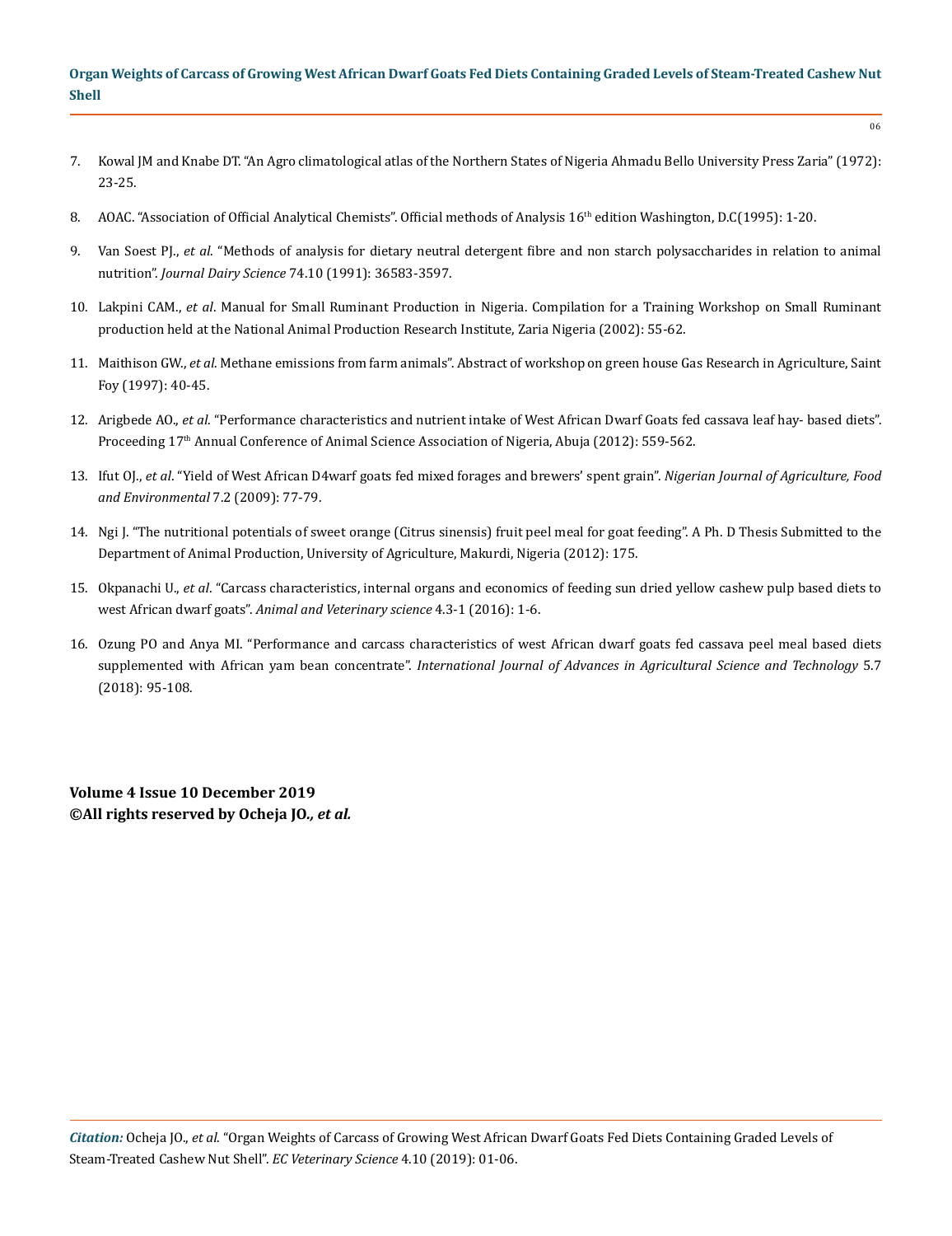7. Kowal JM and Knabe DT. "An Agro climatological atlas of the Northern States of Nigeria Ahmadu Bello University Press Zaria" (1972): 23-25.

8. AOAC. "Association of Official Analytical Chemists". Official methods of Analysis 16th edition Washington, D.C(1995): 1-20.

9. Van Soest PJ., *et al*. "Methods of analysis for dietary neutral detergent fibre and non starch polysaccharides in relation to animal nutrition". *Journal Dairy Science* 74.10 (1991): 36583-3597.

10. Lakpini CAM., *et al*. Manual for Small Ruminant Production in Nigeria. Compilation for a Training Workshop on Small Ruminant production held at the National Animal Production Research Institute, Zaria Nigeria (2002): 55-62.

11. Maithison GW., *et al*. Methane emissions from farm animals". Abstract of workshop on green house Gas Research in Agriculture, Saint Foy (1997): 40-45.

12. Arigbede AO., *et al*. "Performance characteristics and nutrient intake of West African Dwarf Goats fed cassava leaf hay- based diets". Proceeding 17th Annual Conference of Animal Science Association of Nigeria, Abuja (2012): 559-562.

13. Ifut OJ., *et al*. "Yield of West African D4warf goats fed mixed forages and brewers' spent grain". *Nigerian Journal of Agriculture, Food and Environmental* 7.2 (2009): 77-79.

14. Ngi J. "The nutritional potentials of sweet orange (Citrus sinensis) fruit peel meal for goat feeding". A Ph. D Thesis Submitted to the Department of Animal Production, University of Agriculture, Makurdi, Nigeria (2012): 175.

15. Okpanachi U., *et al*. "Carcass characteristics, internal organs and economics of feeding sun dried yellow cashew pulp based diets to west African dwarf goats". *Animal and Veterinary science* 4.3-1 (2016): 1-6.

16. Ozung PO and Anya MI. "Performance and carcass characteristics of west African dwarf goats fed cassava peel meal based diets supplemented with African yam bean concentrate". *International Journal of Advances in Agricultural Science and Technology* 5.7 (2018): 95-108.

**Volume 4 Issue 10 December 2019**
**©All rights reserved by Ocheja JO., *et al.***